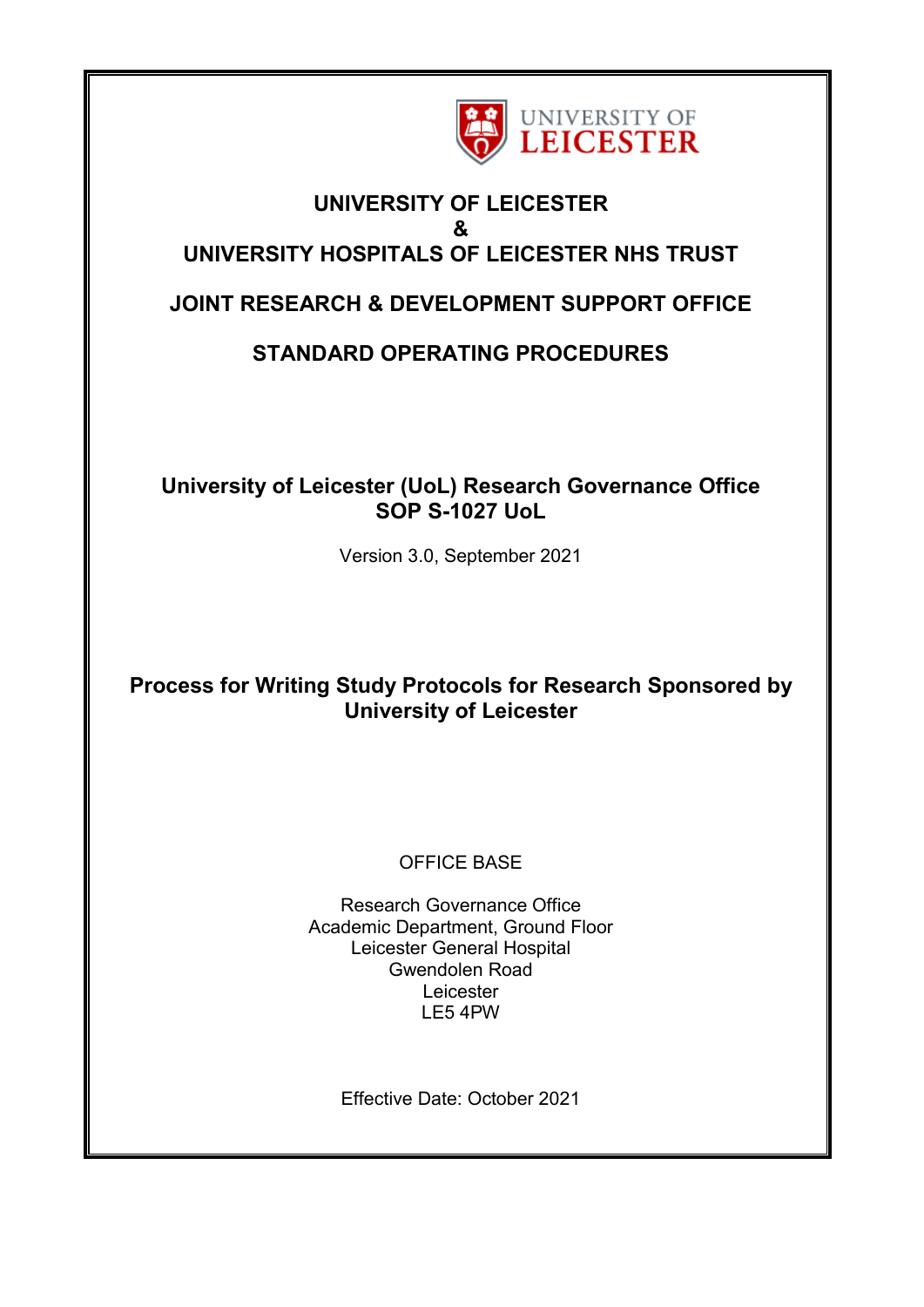UNIVERSITY OF LEICESTER

# UNIVERSITY OF LEICESTER
# &
# UNIVERSITY HOSPITALS OF LEICESTER NHS TRUST

## JOINT RESEARCH & DEVELOPMENT SUPPORT OFFICE

## STANDARD OPERATING PROCEDURES

## University of Leicester (UoL) Research Governance Office SOP S-1027 UoL

Version 3.0, September 2021

## Process for Writing Study Protocols for Research Sponsored by University of Leicester

OFFICE BASE

Research Governance Office
Academic Department, Ground Floor
Leicester General Hospital
Gwendolen Road
Leicester
LE5 4PW

Effective Date: October 2021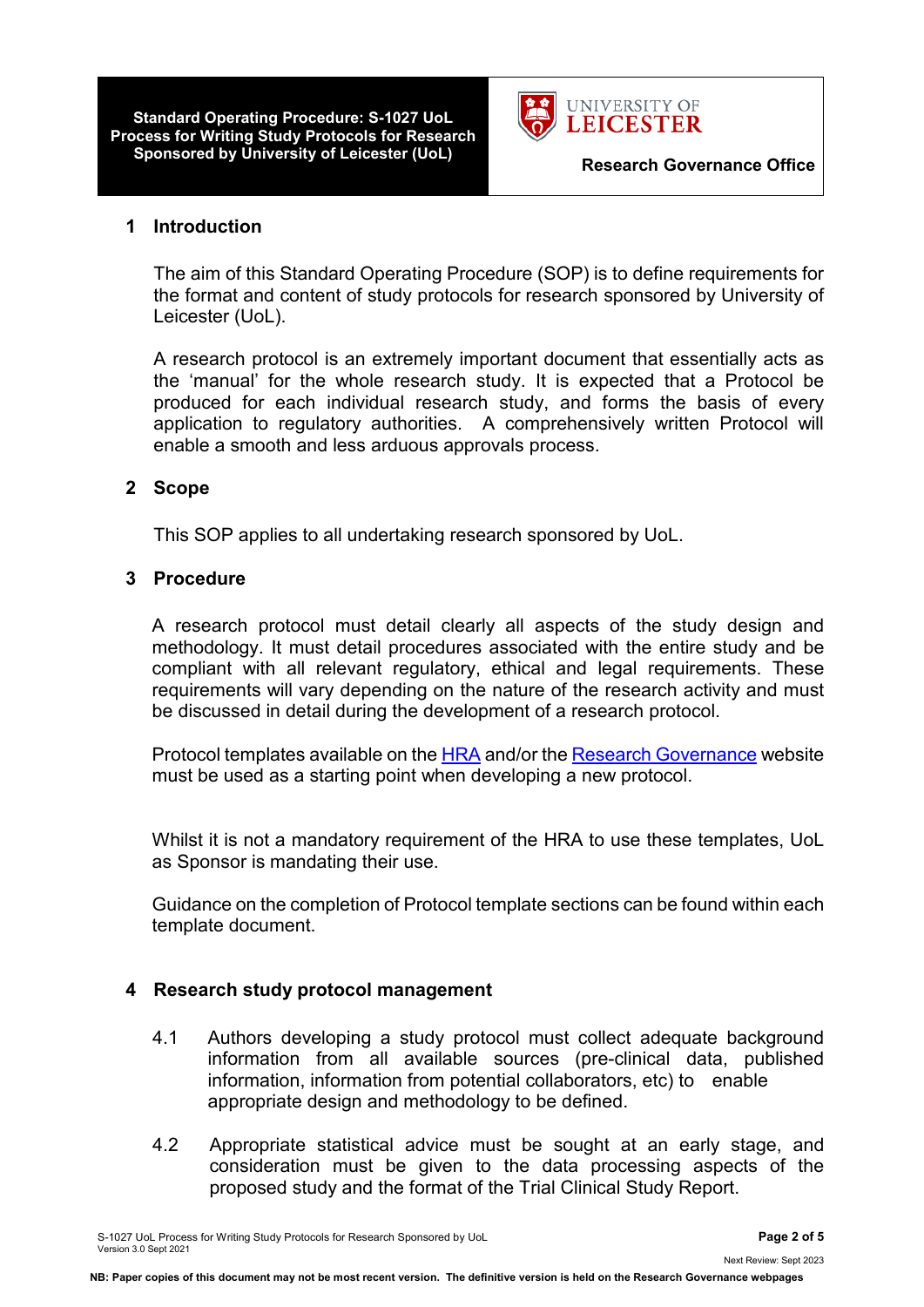## 1 Introduction

The aim of this Standard Operating Procedure (SOP) is to define requirements for the format and content of study protocols for research sponsored by University of Leicester (UoL).

A research protocol is an extremely important document that essentially acts as the 'manual' for the whole research study. It is expected that a Protocol be produced for each individual research study, and forms the basis of every application to regulatory authorities. A comprehensively written Protocol will enable a smooth and less arduous approvals process.

## 2 Scope

This SOP applies to all undertaking research sponsored by UoL.

## 3 Procedure

A research protocol must detail clearly all aspects of the study design and methodology. It must detail procedures associated with the entire study and be compliant with all relevant regulatory, ethical and legal requirements. These requirements will vary depending on the nature of the research activity and must be discussed in detail during the development of a research protocol.

Protocol templates available on the HRA and/or the Research Governance website must be used as a starting point when developing a new protocol.

Whilst it is not a mandatory requirement of the HRA to use these templates, UoL as Sponsor is mandating their use.

Guidance on the completion of Protocol template sections can be found within each template document.

## 4 Research study protocol management

4.1 Authors developing a study protocol must collect adequate background information from all available sources (pre-clinical data, published information, information from potential collaborators, etc) to enable appropriate design and methodology to be defined.

4.2 Appropriate statistical advice must be sought at an early stage, and consideration must be given to the data processing aspects of the proposed study and the format of the Trial Clinical Study Report.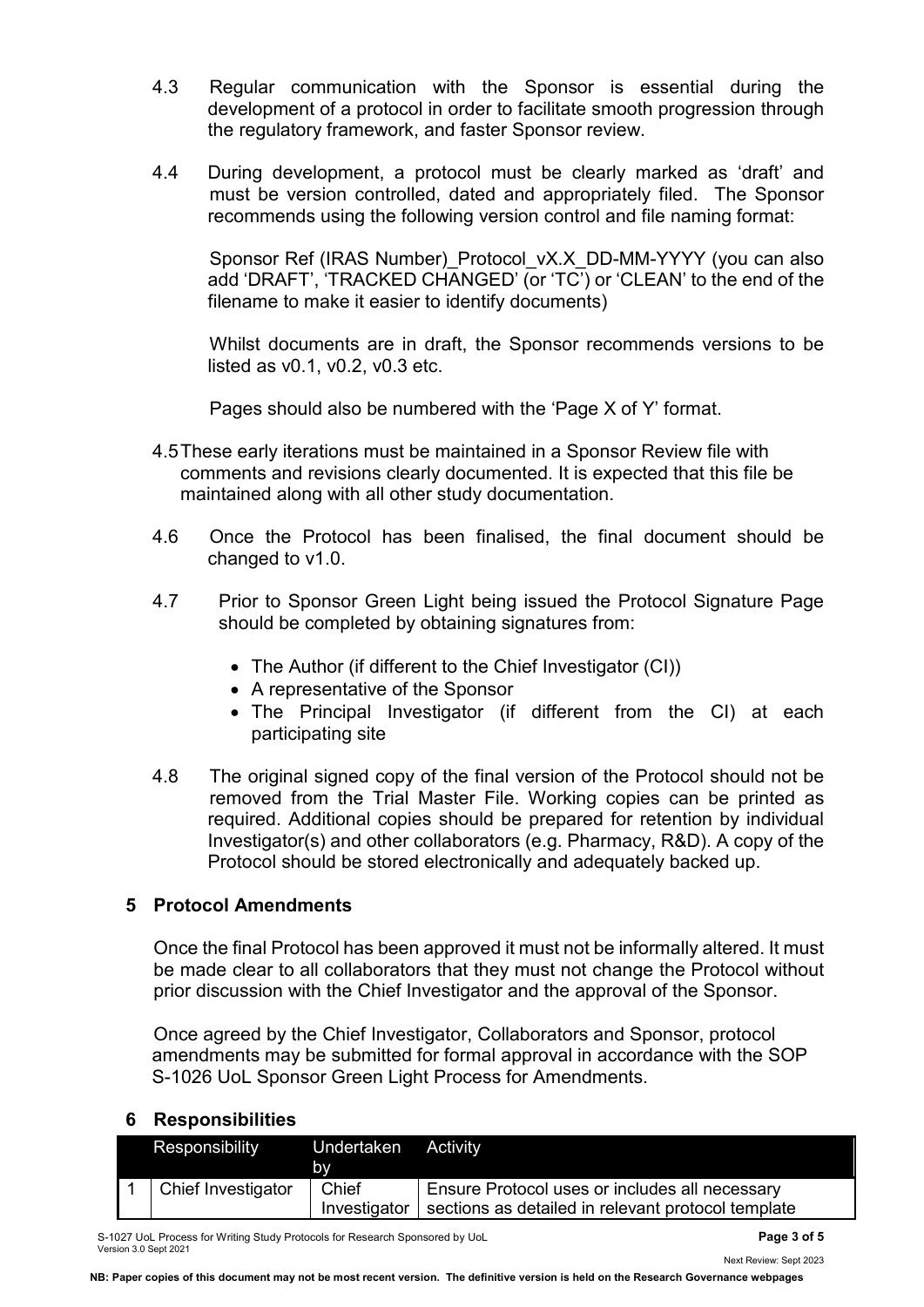4.3 Regular communication with the Sponsor is essential during the development of a protocol in order to facilitate smooth progression through the regulatory framework, and faster Sponsor review.

4.4 During development, a protocol must be clearly marked as 'draft' and must be version controlled, dated and appropriately filed. The Sponsor recommends using the following version control and file naming format:

Sponsor Ref (IRAS Number)_Protocol_vX.X_DD-MM-YYYY (you can also add 'DRAFT', 'TRACKED CHANGED' (or 'TC') or 'CLEAN' to the end of the filename to make it easier to identify documents)

Whilst documents are in draft, the Sponsor recommends versions to be listed as v0.1, v0.2, v0.3 etc.

Pages should also be numbered with the 'Page X of Y' format.

4.5 These early iterations must be maintained in a Sponsor Review file with comments and revisions clearly documented. It is expected that this file be maintained along with all other study documentation.

4.6 Once the Protocol has been finalised, the final document should be changed to v1.0.

4.7 Prior to Sponsor Green Light being issued the Protocol Signature Page should be completed by obtaining signatures from:

- The Author (if different to the Chief Investigator (CI))
- A representative of the Sponsor
- The Principal Investigator (if different from the CI) at each participating site

4.8 The original signed copy of the final version of the Protocol should not be removed from the Trial Master File. Working copies can be printed as required. Additional copies should be prepared for retention by individual Investigator(s) and other collaborators (e.g. Pharmacy, R&D). A copy of the Protocol should be stored electronically and adequately backed up.

## 5 Protocol Amendments

Once the final Protocol has been approved it must not be informally altered. It must be made clear to all collaborators that they must not change the Protocol without prior discussion with the Chief Investigator and the approval of the Sponsor.

Once agreed by the Chief Investigator, Collaborators and Sponsor, protocol amendments may be submitted for formal approval in accordance with the SOP S-1026 UoL Sponsor Green Light Process for Amendments.

## 6 Responsibilities

| | Responsibility | Undertaken by | Activity |
|---|---|---|---|
| 1 | Chief Investigator | Chief Investigator | Ensure Protocol uses or includes all necessary sections as detailed in relevant protocol template |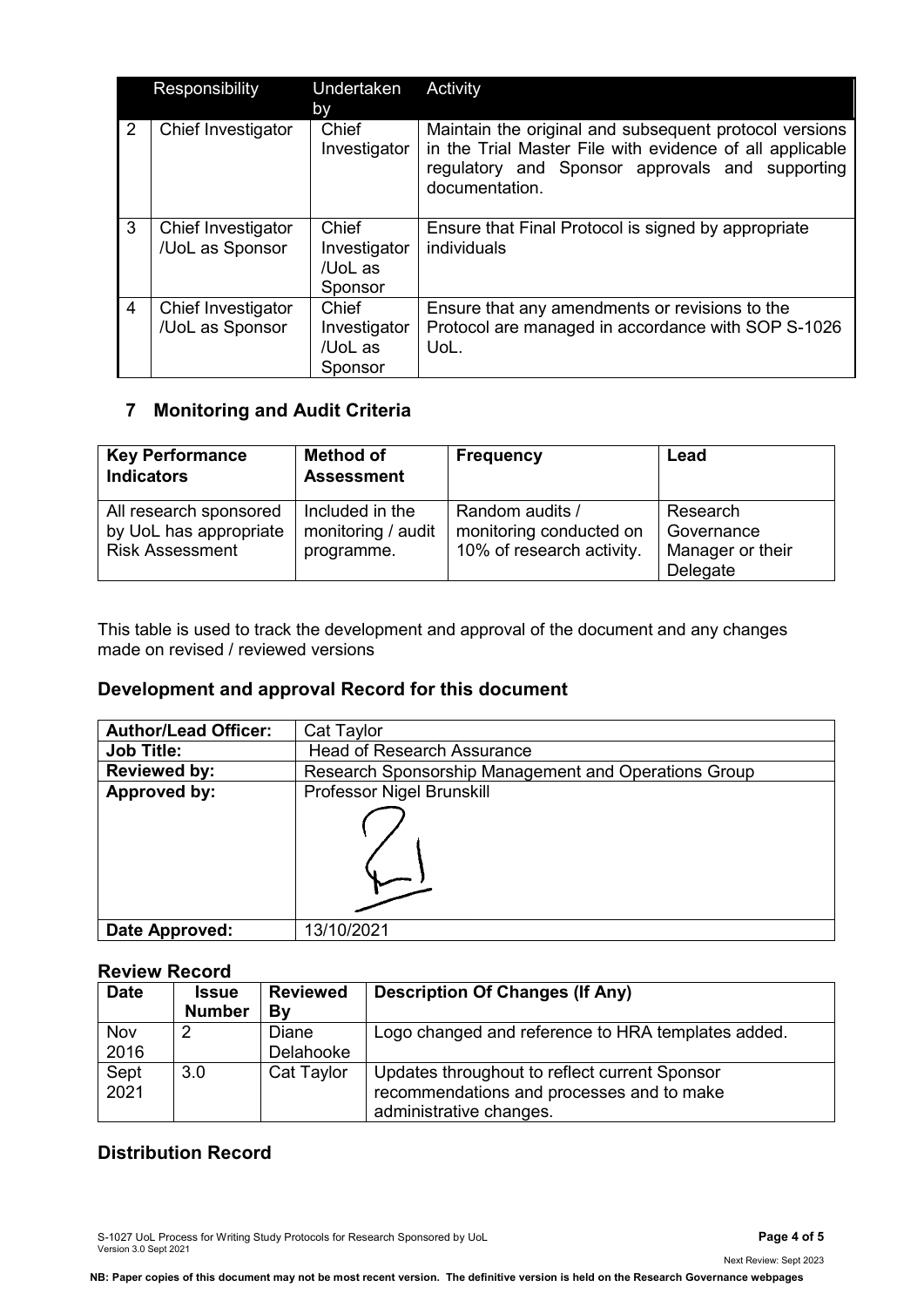|  | Responsibility | Undertaken by | Activity |
|---|---|---|---|
| 2 | Chief Investigator | Chief Investigator | Maintain the original and subsequent protocol versions in the Trial Master File with evidence of all applicable regulatory and Sponsor approvals and supporting documentation. |
| 3 | Chief Investigator /UoL as Sponsor | Chief Investigator /UoL as Sponsor | Ensure that Final Protocol is signed by appropriate individuals |
| 4 | Chief Investigator /UoL as Sponsor | Chief Investigator /UoL as Sponsor | Ensure that any amendments or revisions to the Protocol are managed in accordance with SOP S-1026 UoL. |

## 7 Monitoring and Audit Criteria

| Key Performance Indicators | Method of Assessment | Frequency | Lead |
|---|---|---|---|
| All research sponsored by UoL has appropriate Risk Assessment | Included in the monitoring / audit programme. | Random audits / monitoring conducted on 10% of research activity. | Research Governance Manager or their Delegate |

This table is used to track the development and approval of the document and any changes made on revised / reviewed versions

### Development and approval Record for this document

| **Author/Lead Officer:** | Cat Taylor |
|---|---|
| **Job Title:** | Head of Research Assurance |
| **Reviewed by:** | Research Sponsorship Management and Operations Group |
| **Approved by:** | Professor Nigel Brunskill |
| **Date Approved:** | 13/10/2021 |

### Review Record

| Date | Issue Number | Reviewed By | Description Of Changes (If Any) |
|---|---|---|---|
| Nov 2016 | 2 | Diane Delahooke | Logo changed and reference to HRA templates added. |
| Sept 2021 | 3.0 | Cat Taylor | Updates throughout to reflect current Sponsor recommendations and processes and to make administrative changes. |

### Distribution Record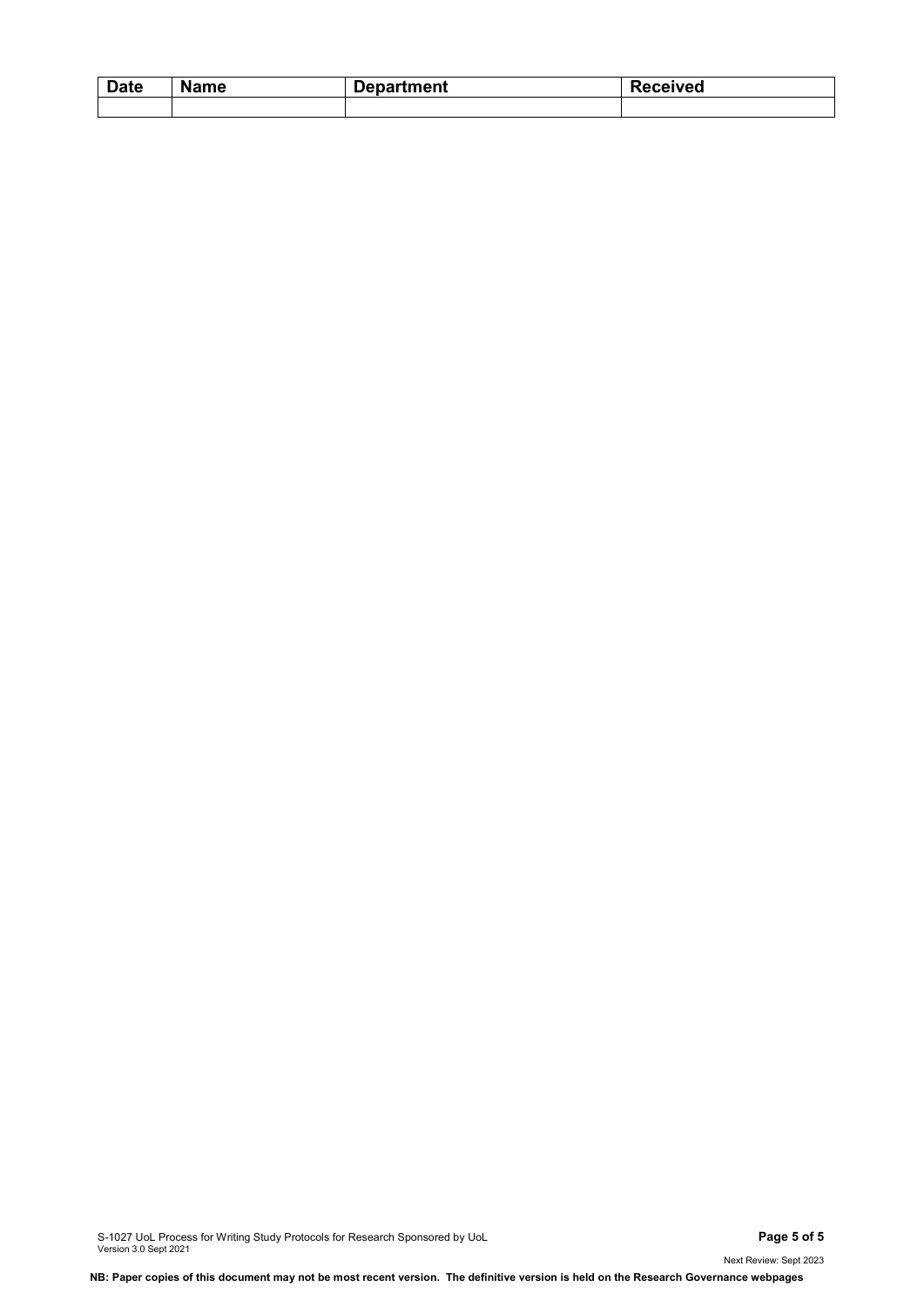| Date | Name | Department | Received |
| --- | --- | --- | --- |
| | | | |